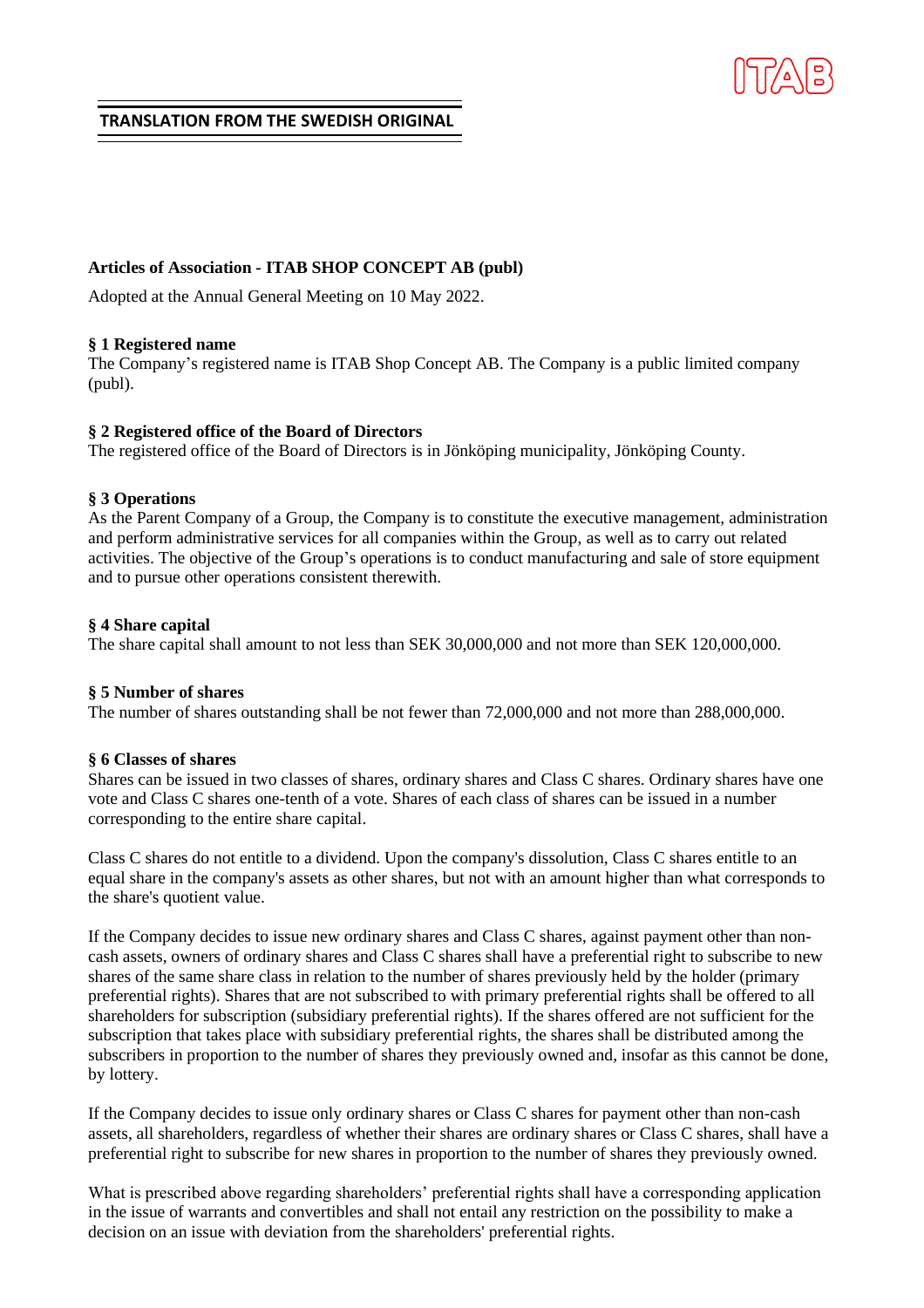**TRANSLATION FROM THE SWEDISH ORIGINAL**

# Articles of Association - ITAB SHOP CONCEPT AB (publ)

Adopted at the Annual General Meeting on 10 May 2022.

## § 1 Registered name

The Company's registered name is ITAB Shop Concept AB. The Company is a public limited company (publ).

## § 2 Registered office of the Board of Directors

The registered office of the Board of Directors is in Jönköping municipality, Jönköping County.

## § 3 Operations

As the Parent Company of a Group, the Company is to constitute the executive management, administration and perform administrative services for all companies within the Group, as well as to carry out related activities. The objective of the Group's operations is to conduct manufacturing and sale of store equipment and to pursue other operations consistent therewith.

## § 4 Share capital

The share capital shall amount to not less than SEK 30,000,000 and not more than SEK 120,000,000.

## § 5 Number of shares

The number of shares outstanding shall be not fewer than 72,000,000 and not more than 288,000,000.

## § 6 Classes of shares

Shares can be issued in two classes of shares, ordinary shares and Class C shares. Ordinary shares have one vote and Class C shares one-tenth of a vote. Shares of each class of shares can be issued in a number corresponding to the entire share capital.

Class C shares do not entitle to a dividend. Upon the company's dissolution, Class C shares entitle to an equal share in the company's assets as other shares, but not with an amount higher than what corresponds to the share's quotient value.

If the Company decides to issue new ordinary shares and Class C shares, against payment other than non-cash assets, owners of ordinary shares and Class C shares shall have a preferential right to subscribe to new shares of the same share class in relation to the number of shares previously held by the holder (primary preferential rights). Shares that are not subscribed to with primary preferential rights shall be offered to all shareholders for subscription (subsidiary preferential rights). If the shares offered are not sufficient for the subscription that takes place with subsidiary preferential rights, the shares shall be distributed among the subscribers in proportion to the number of shares they previously owned and, insofar as this cannot be done, by lottery.

If the Company decides to issue only ordinary shares or Class C shares for payment other than non-cash assets, all shareholders, regardless of whether their shares are ordinary shares or Class C shares, shall have a preferential right to subscribe for new shares in proportion to the number of shares they previously owned.

What is prescribed above regarding shareholders' preferential rights shall have a corresponding application in the issue of warrants and convertibles and shall not entail any restriction on the possibility to make a decision on an issue with deviation from the shareholders' preferential rights.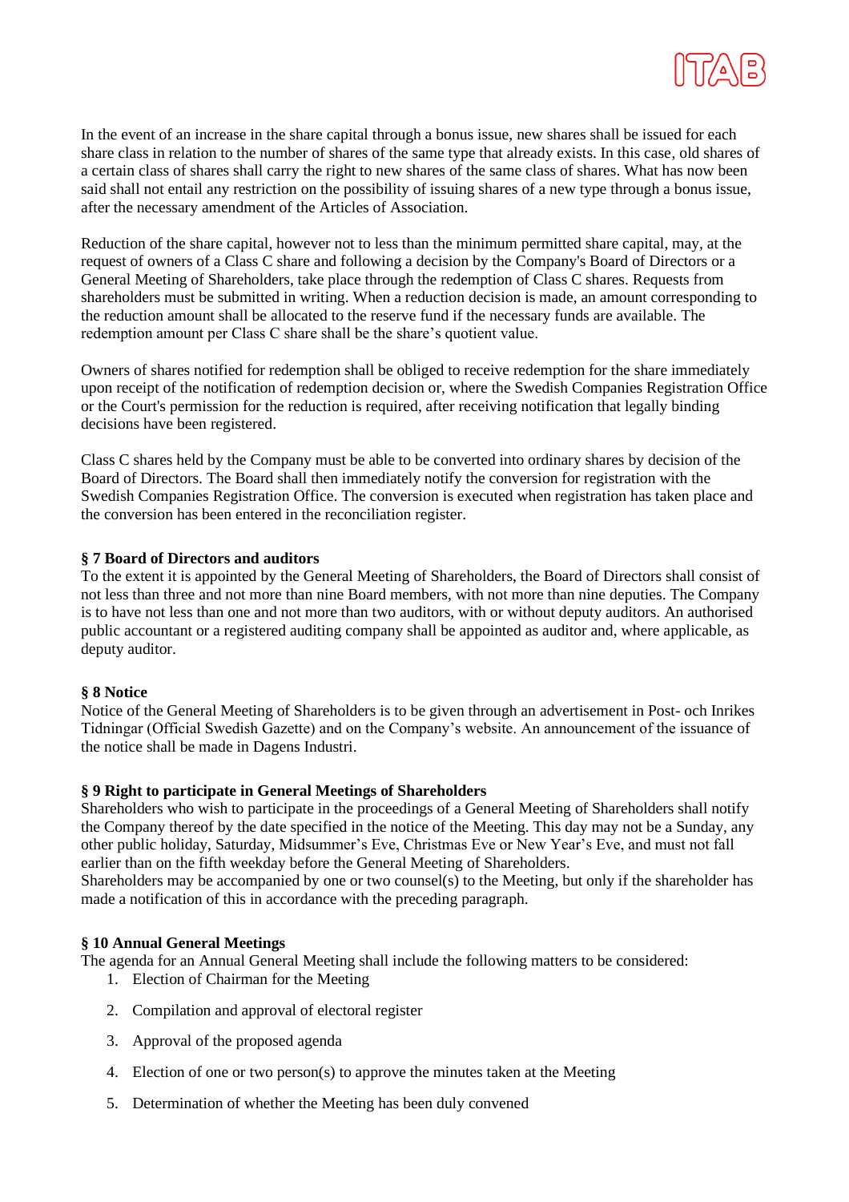In the event of an increase in the share capital through a bonus issue, new shares shall be issued for each share class in relation to the number of shares of the same type that already exists. In this case, old shares of a certain class of shares shall carry the right to new shares of the same class of shares. What has now been said shall not entail any restriction on the possibility of issuing shares of a new type through a bonus issue, after the necessary amendment of the Articles of Association.

Reduction of the share capital, however not to less than the minimum permitted share capital, may, at the request of owners of a Class C share and following a decision by the Company's Board of Directors or a General Meeting of Shareholders, take place through the redemption of Class C shares. Requests from shareholders must be submitted in writing. When a reduction decision is made, an amount corresponding to the reduction amount shall be allocated to the reserve fund if the necessary funds are available. The redemption amount per Class C share shall be the share's quotient value.

Owners of shares notified for redemption shall be obliged to receive redemption for the share immediately upon receipt of the notification of redemption decision or, where the Swedish Companies Registration Office or the Court's permission for the reduction is required, after receiving notification that legally binding decisions have been registered.

Class C shares held by the Company must be able to be converted into ordinary shares by decision of the Board of Directors. The Board shall then immediately notify the conversion for registration with the Swedish Companies Registration Office. The conversion is executed when registration has taken place and the conversion has been entered in the reconciliation register.

**§ 7 Board of Directors and auditors**

To the extent it is appointed by the General Meeting of Shareholders, the Board of Directors shall consist of not less than three and not more than nine Board members, with not more than nine deputies. The Company is to have not less than one and not more than two auditors, with or without deputy auditors. An authorised public accountant or a registered auditing company shall be appointed as auditor and, where applicable, as deputy auditor.

**§ 8 Notice**

Notice of the General Meeting of Shareholders is to be given through an advertisement in Post- och Inrikes Tidningar (Official Swedish Gazette) and on the Company's website. An announcement of the issuance of the notice shall be made in Dagens Industri.

**§ 9 Right to participate in General Meetings of Shareholders**

Shareholders who wish to participate in the proceedings of a General Meeting of Shareholders shall notify the Company thereof by the date specified in the notice of the Meeting. This day may not be a Sunday, any other public holiday, Saturday, Midsummer's Eve, Christmas Eve or New Year's Eve, and must not fall earlier than on the fifth weekday before the General Meeting of Shareholders.
Shareholders may be accompanied by one or two counsel(s) to the Meeting, but only if the shareholder has made a notification of this in accordance with the preceding paragraph.

**§ 10 Annual General Meetings**

The agenda for an Annual General Meeting shall include the following matters to be considered:

1. Election of Chairman for the Meeting
2. Compilation and approval of electoral register
3. Approval of the proposed agenda
4. Election of one or two person(s) to approve the minutes taken at the Meeting
5. Determination of whether the Meeting has been duly convened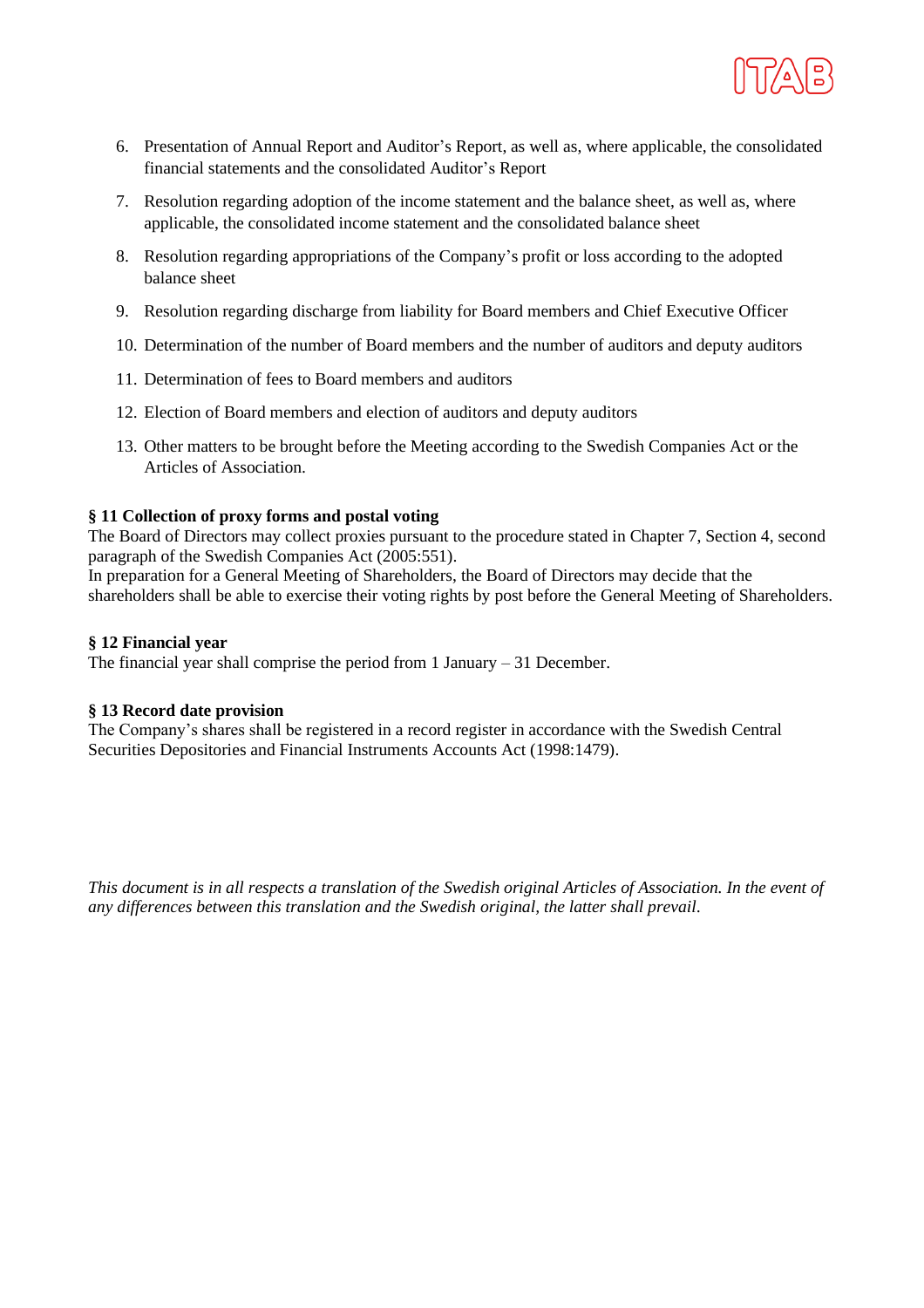6. Presentation of Annual Report and Auditor's Report, as well as, where applicable, the consolidated financial statements and the consolidated Auditor's Report
7. Resolution regarding adoption of the income statement and the balance sheet, as well as, where applicable, the consolidated income statement and the consolidated balance sheet
8. Resolution regarding appropriations of the Company's profit or loss according to the adopted balance sheet
9. Resolution regarding discharge from liability for Board members and Chief Executive Officer
10. Determination of the number of Board members and the number of auditors and deputy auditors
11. Determination of fees to Board members and auditors
12. Election of Board members and election of auditors and deputy auditors
13. Other matters to be brought before the Meeting according to the Swedish Companies Act or the Articles of Association.

**§ 11 Collection of proxy forms and postal voting**

The Board of Directors may collect proxies pursuant to the procedure stated in Chapter 7, Section 4, second paragraph of the Swedish Companies Act (2005:551).

In preparation for a General Meeting of Shareholders, the Board of Directors may decide that the shareholders shall be able to exercise their voting rights by post before the General Meeting of Shareholders.

**§ 12 Financial year**

The financial year shall comprise the period from 1 January – 31 December.

**§ 13 Record date provision**

The Company's shares shall be registered in a record register in accordance with the Swedish Central Securities Depositories and Financial Instruments Accounts Act (1998:1479).

*This document is in all respects a translation of the Swedish original Articles of Association. In the event of any differences between this translation and the Swedish original, the latter shall prevail.*